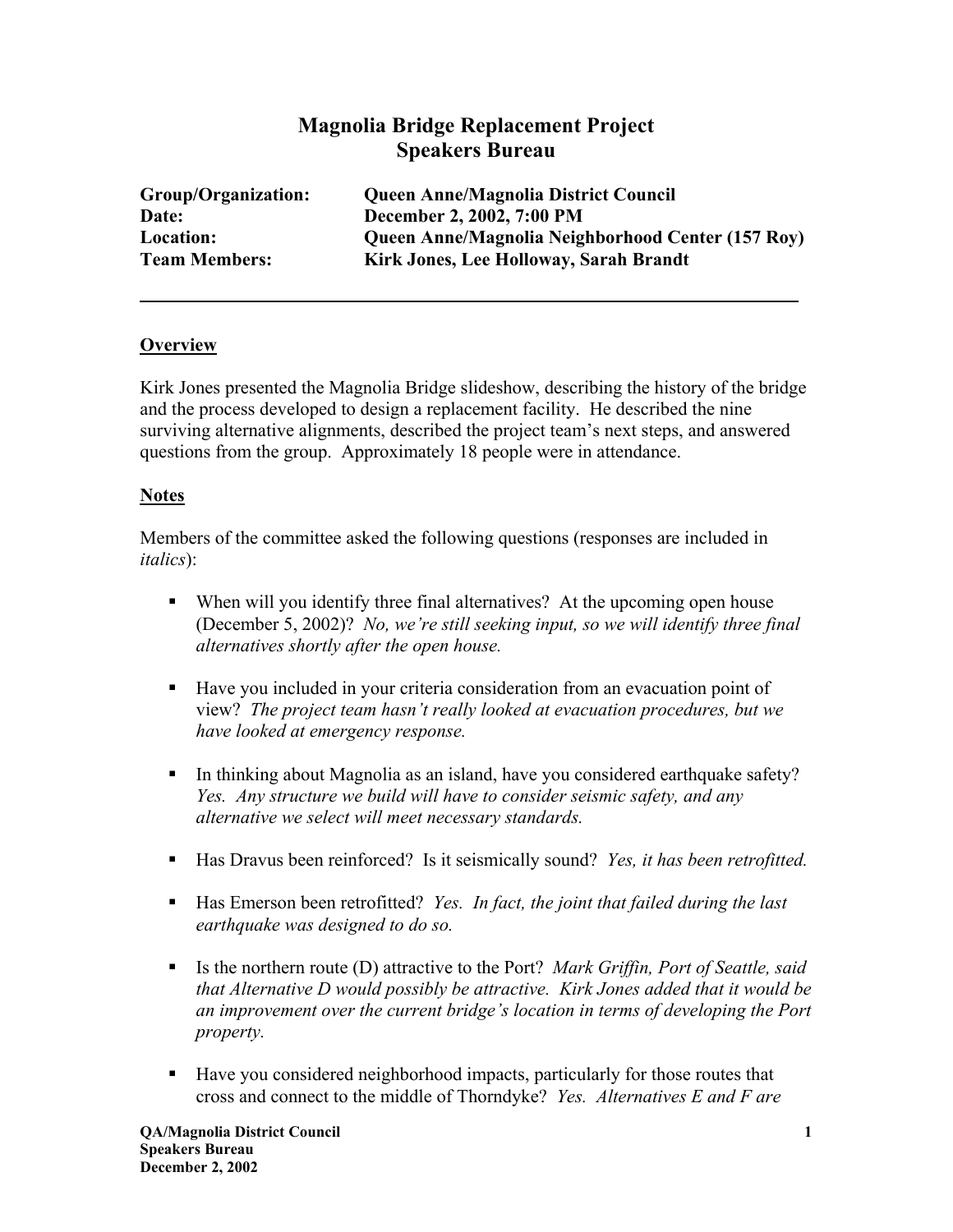# Magnolia Bridge Replacement Project
## Speakers Bureau

**Group/Organization:** Queen Anne/Magnolia District Council
**Date:** December 2, 2002, 7:00 PM
**Location:** Queen Anne/Magnolia Neighborhood Center (157 Roy)
**Team Members:** Kirk Jones, Lee Holloway, Sarah Brandt

---

### Overview

Kirk Jones presented the Magnolia Bridge slideshow, describing the history of the bridge and the process developed to design a replacement facility. He described the nine surviving alternative alignments, described the project team's next steps, and answered questions from the group. Approximately 18 people were in attendance.

### Notes

Members of the committee asked the following questions (responses are included in *italics*):

- When will you identify three final alternatives? At the upcoming open house (December 5, 2002)? *No, we're still seeking input, so we will identify three final alternatives shortly after the open house.*

- Have you included in your criteria consideration from an evacuation point of view? *The project team hasn't really looked at evacuation procedures, but we have looked at emergency response.*

- In thinking about Magnolia as an island, have you considered earthquake safety? *Yes. Any structure we build will have to consider seismic safety, and any alternative we select will meet necessary standards.*

- Has Dravus been reinforced? Is it seismically sound? *Yes, it has been retrofitted.*

- Has Emerson been retrofitted? *Yes. In fact, the joint that failed during the last earthquake was designed to do so.*

- Is the northern route (D) attractive to the Port? *Mark Griffin, Port of Seattle, said that Alternative D would possibly be attractive. Kirk Jones added that it would be an improvement over the current bridge's location in terms of developing the Port property.*

- Have you considered neighborhood impacts, particularly for those routes that cross and connect to the middle of Thorndyke? *Yes. Alternatives E and F are*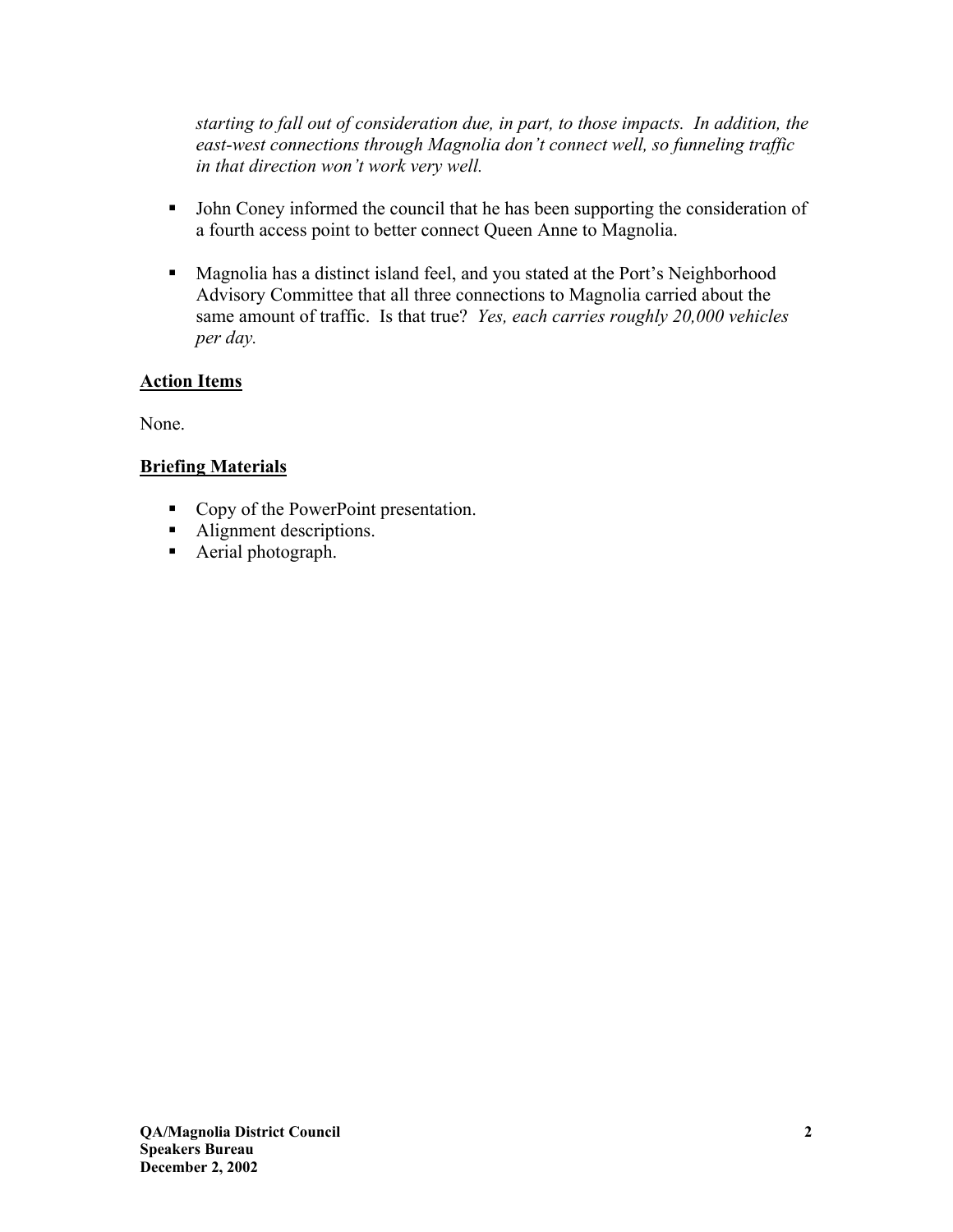*starting to fall out of consideration due, in part, to those impacts. In addition, the east-west connections through Magnolia don't connect well, so funneling traffic in that direction won't work very well.*

- John Coney informed the council that he has been supporting the consideration of a fourth access point to better connect Queen Anne to Magnolia.
- Magnolia has a distinct island feel, and you stated at the Port's Neighborhood Advisory Committee that all three connections to Magnolia carried about the same amount of traffic. Is that true? *Yes, each carries roughly 20,000 vehicles per day.*

## Action Items

None.

## Briefing Materials

- Copy of the PowerPoint presentation.
- Alignment descriptions.
- Aerial photograph.